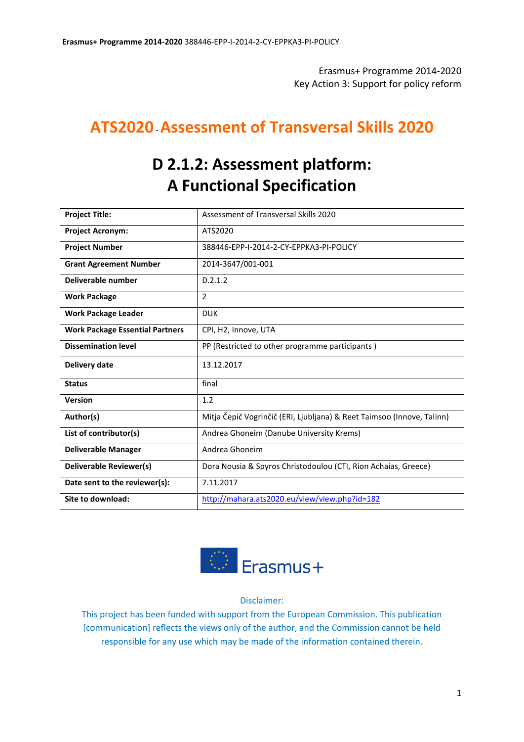Erasmus+ Programme 2014-2020
Key Action 3: Support for policy reform

# ATS2020 - Assessment of Transversal Skills 2020

# D 2.1.2: Assessment platform: A Functional Specification

| | |
|---|---|
| **Project Title:** | Assessment of Transversal Skills 2020 |
| **Project Acronym:** | ATS2020 |
| **Project Number** | 388446-EPP-I-2014-2-CY-EPPKA3-PI-POLICY |
| **Grant Agreement Number** | 2014-3647/001-001 |
| **Deliverable number** | D.2.1.2 |
| **Work Package** | 2 |
| **Work Package Leader** | DUK |
| **Work Package Essential Partners** | CPI, H2, Innove, UTA |
| **Dissemination level** | PP (Restricted to other programme participants ) |
| **Delivery date** | 13.12.2017 |
| **Status** | final |
| **Version** | 1.2 |
| **Author(s)** | Mitja Čepič Vogrinčič (ERI, Ljubljana) & Reet Taimsoo (Innove, Talinn) |
| **List of contributor(s)** | Andrea Ghoneim (Danube University Krems) |
| **Deliverable Manager** | Andrea Ghoneim |
| **Deliverable Reviewer(s)** | Dora Nousia & Spyros Christodoulou (CTI, Rion Achaias, Greece) |
| **Date sent to the reviewer(s):** | 7.11.2017 |
| **Site to download:** | http://mahara.ats2020.eu/view/view.php?id=182 |

Erasmus+

Disclaimer:
This project has been funded with support from the European Commission. This publication [communication] reflects the views only of the author, and the Commission cannot be held responsible for any use which may be made of the information contained therein.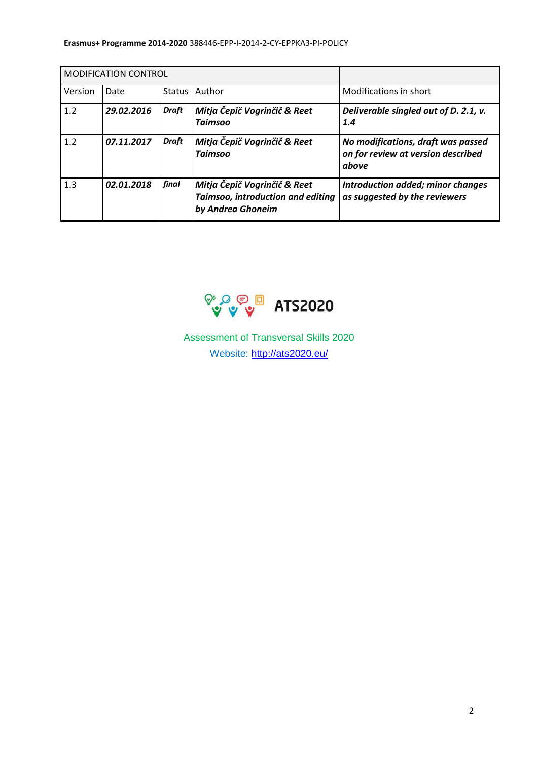| MODIFICATION CONTROL | | | | |
|---|---|---|---|---|
| Version | Date | Status | Author | Modifications in short |
| 1.2 | ***29.02.2016*** | ***Draft*** | ***Mitja Čepič Vogrinčič & Reet Taimsoo*** | ***Deliverable singled out of D. 2.1, v. 1.4*** |
| 1.2 | ***07.11.2017*** | ***Draft*** | ***Mitja Čepič Vogrinčič & Reet Taimsoo*** | ***No modifications, draft was passed on for review at version described above*** |
| 1.3 | ***02.01.2018*** | ***final*** | ***Mitja Čepič Vogrinčič & Reet Taimsoo, introduction and editing by Andrea Ghoneim*** | ***Introduction added; minor changes as suggested by the reviewers*** |

**ATS2020**

Assessment of Transversal Skills 2020

Website: http://ats2020.eu/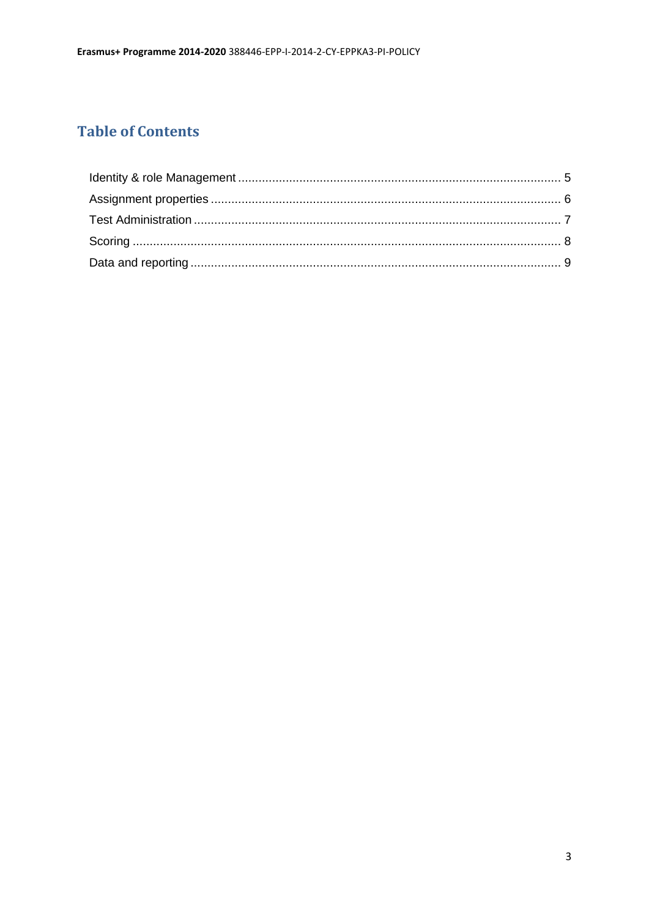# Table of Contents

Identity & role Management ........................................................................................ 5
Assignment properties ................................................................................................. 6
Test Administration ..................................................................................................... 7
Scoring ........................................................................................................................ 8
Data and reporting ...................................................................................................... 9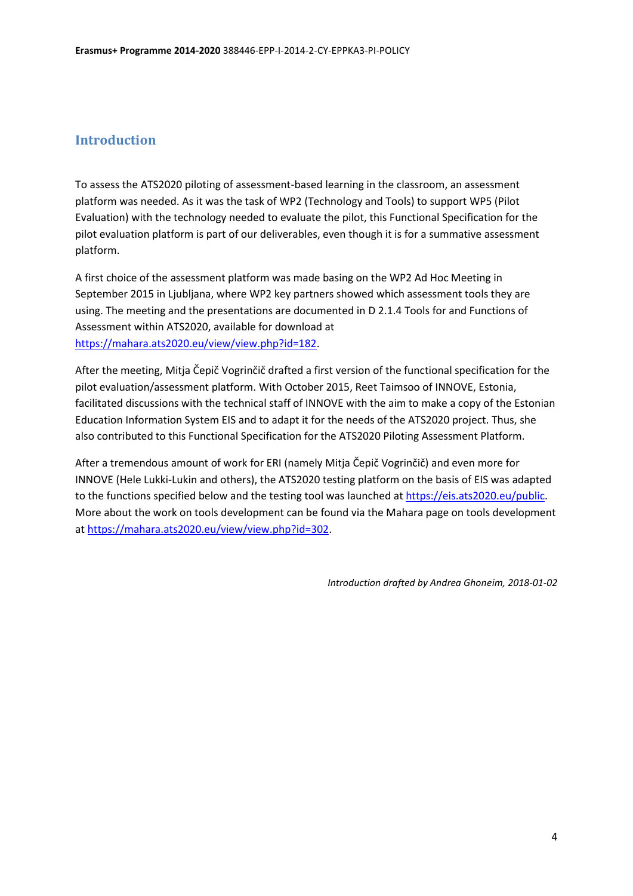## Introduction

To assess the ATS2020 piloting of assessment-based learning in the classroom, an assessment platform was needed. As it was the task of WP2 (Technology and Tools) to support WP5 (Pilot Evaluation) with the technology needed to evaluate the pilot, this Functional Specification for the pilot evaluation platform is part of our deliverables, even though it is for a summative assessment platform.

A first choice of the assessment platform was made basing on the WP2 Ad Hoc Meeting in September 2015 in Ljubljana, where WP2 key partners showed which assessment tools they are using. The meeting and the presentations are documented in D 2.1.4 Tools for and Functions of Assessment within ATS2020, available for download at [https://mahara.ats2020.eu/view/view.php?id=182](https://mahara.ats2020.eu/view/view.php?id=182).

After the meeting, Mitja Čepič Vogrinčič drafted a first version of the functional specification for the pilot evaluation/assessment platform. With October 2015, Reet Taimsoo of INNOVE, Estonia, facilitated discussions with the technical staff of INNOVE with the aim to make a copy of the Estonian Education Information System EIS and to adapt it for the needs of the ATS2020 project. Thus, she also contributed to this Functional Specification for the ATS2020 Piloting Assessment Platform.

After a tremendous amount of work for ERI (namely Mitja Čepič Vogrinčič) and even more for INNOVE (Hele Lukki-Lukin and others), the ATS2020 testing platform on the basis of EIS was adapted to the functions specified below and the testing tool was launched at [https://eis.ats2020.eu/public](https://eis.ats2020.eu/public). More about the work on tools development can be found via the Mahara page on tools development at [https://mahara.ats2020.eu/view/view.php?id=302](https://mahara.ats2020.eu/view/view.php?id=302).

*Introduction drafted by Andrea Ghoneim, 2018-01-02*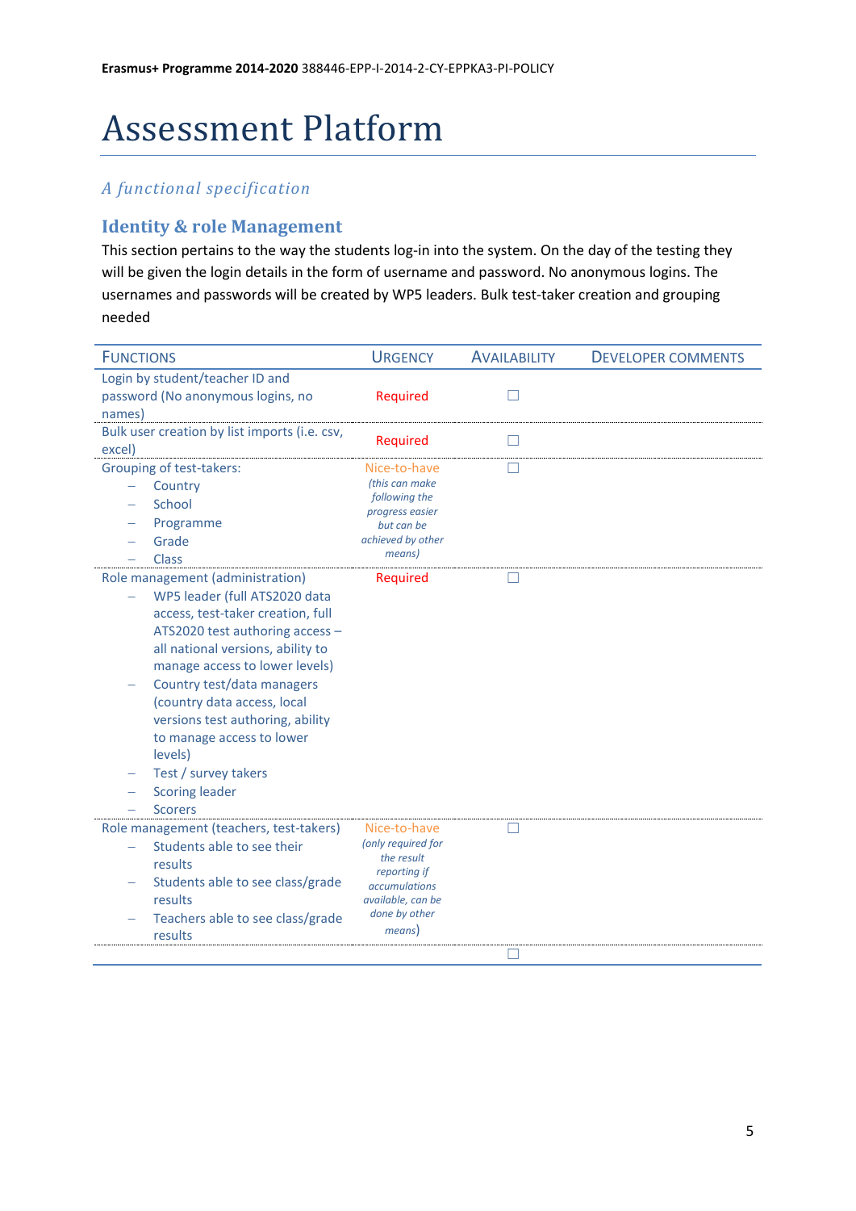**Erasmus+ Programme 2014-2020** 388446-EPP-I-2014-2-CY-EPPKA3-PI-POLICY

# Assessment Platform

## *A functional specification*

### Identity & role Management

This section pertains to the way the students log-in into the system. On the day of the testing they will be given the login details in the form of username and password. No anonymous logins. The usernames and passwords will be created by WP5 leaders. Bulk test-taker creation and grouping needed

| Functions | Urgency | Availability | Developer comments |
|---|---|---|---|
| Login by student/teacher ID and password (No anonymous logins, no names) | Required | ☐ | |
| Bulk user creation by list imports (i.e. csv, excel) | Required | ☐ | |
| Grouping of test-takers:<br>– Country<br>– School<br>– Programme<br>– Grade<br>– Class | Nice-to-have *(this can make following the progress easier but can be achieved by other means)* | ☐ | |
| Role management (administration)<br>– WP5 leader (full ATS2020 data access, test-taker creation, full ATS2020 test authoring access – all national versions, ability to manage access to lower levels)<br>– Country test/data managers (country data access, local versions test authoring, ability to manage access to lower levels)<br>– Test / survey takers<br>– Scoring leader<br>– Scorers | Required | ☐ | |
| Role management (teachers, test-takers)<br>– Students able to see their results<br>– Students able to see class/grade results<br>– Teachers able to see class/grade results | Nice-to-have *(only required for the result reporting if accumulations available, can be done by other means)* | ☐ | |
| | | ☐ | |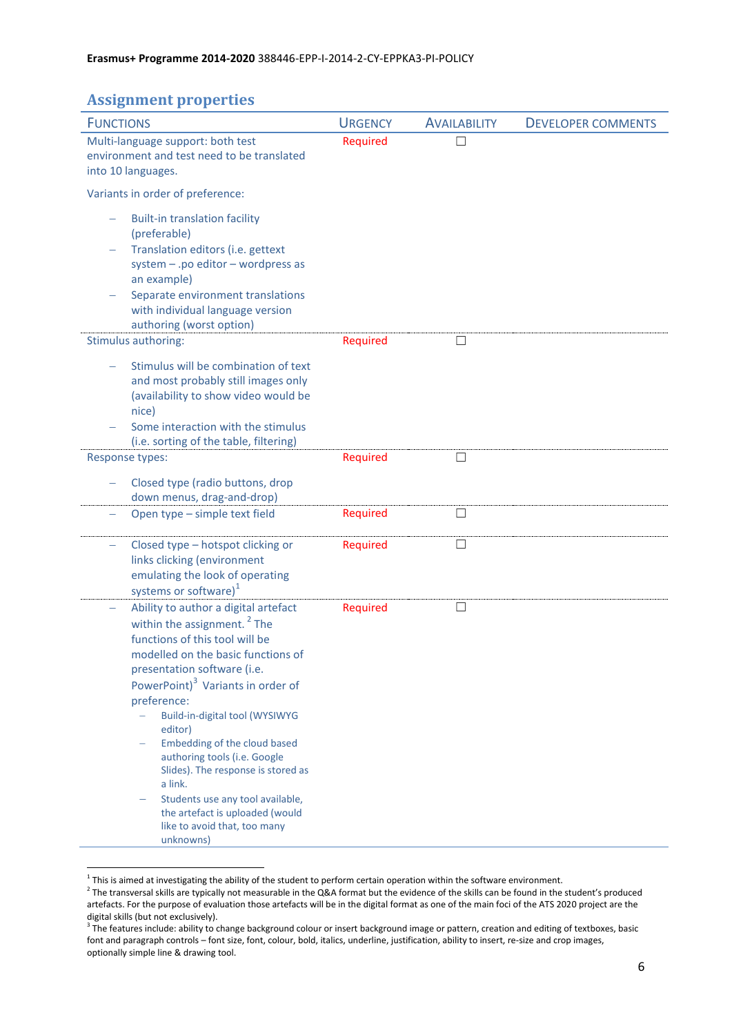## Assignment properties

| Functions | Urgency | Availability | Developer comments |
|---|---|---|---|
| Multi-language support: both test environment and test need to be translated into 10 languages.<br><br>Variants in order of preference:<br>– Built-in translation facility (preferable)<br>– Translation editors (i.e. gettext system – .po editor – wordpress as an example)<br>– Separate environment translations with individual language version authoring (worst option) | Required | ☐ | |
| Stimulus authoring:<br>– Stimulus will be combination of text and most probably still images only (availability to show video would be nice)<br>– Some interaction with the stimulus (i.e. sorting of the table, filtering) | Required | ☐ | |
| Response types:<br>– Closed type (radio buttons, drop down menus, drag-and-drop) | Required | ☐ | |
| – Open type – simple text field | Required | ☐ | |
| – Closed type – hotspot clicking or links clicking (environment emulating the look of operating systems or software)[1] | Required | ☐ | |
| – Ability to author a digital artefact within the assignment.[2] The functions of this tool will be modelled on the basic functions of presentation software (i.e. PowerPoint)[3] Variants in order of preference:<br>  – Build-in-digital tool (WYSIWYG editor)<br>  – Embedding of the cloud based authoring tools (i.e. Google Slides). The response is stored as a link.<br>  – Students use any tool available, the artefact is uploaded (would like to avoid that, too many unknowns) | Required | ☐ | |

[1] This is aimed at investigating the ability of the student to perform certain operation within the software environment.

[2] The transversal skills are typically not measurable in the Q&A format but the evidence of the skills can be found in the student's produced artefacts. For the purpose of evaluation those artefacts will be in the digital format as one of the main foci of the ATS 2020 project are the digital skills (but not exclusively).

[3] The features include: ability to change background colour or insert background image or pattern, creation and editing of textboxes, basic font and paragraph controls – font size, font, colour, bold, italics, underline, justification, ability to insert, re-size and crop images, optionally simple line & drawing tool.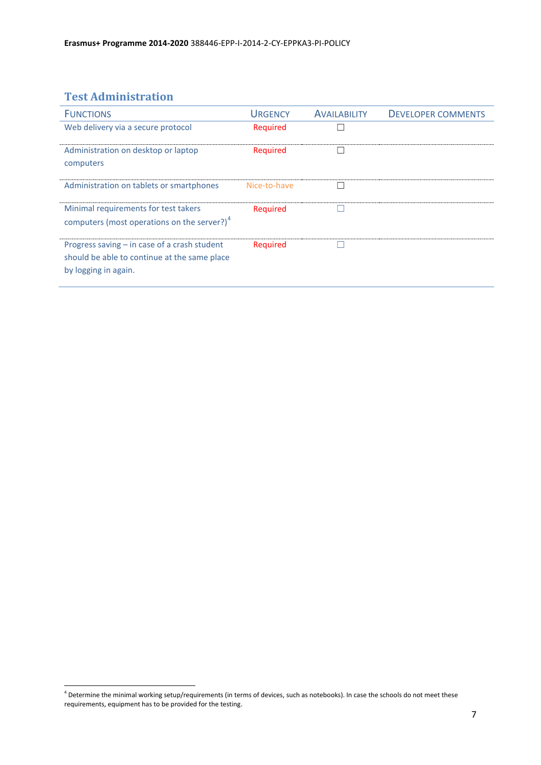## Test Administration

| Functions | Urgency | Availability | Developer comments |
|---|---|---|---|
| Web delivery via a secure protocol | Required | ☐ | |
| Administration on desktop or laptop computers | Required | ☐ | |
| Administration on tablets or smartphones | Nice-to-have | ☐ | |
| Minimal requirements for test takers computers (most operations on the server?)[4] | Required | ☐ | |
| Progress saving – in case of a crash student should be able to continue at the same place by logging in again. | Required | ☐ | |

[4] Determine the minimal working setup/requirements (in terms of devices, such as notebooks). In case the schools do not meet these requirements, equipment has to be provided for the testing.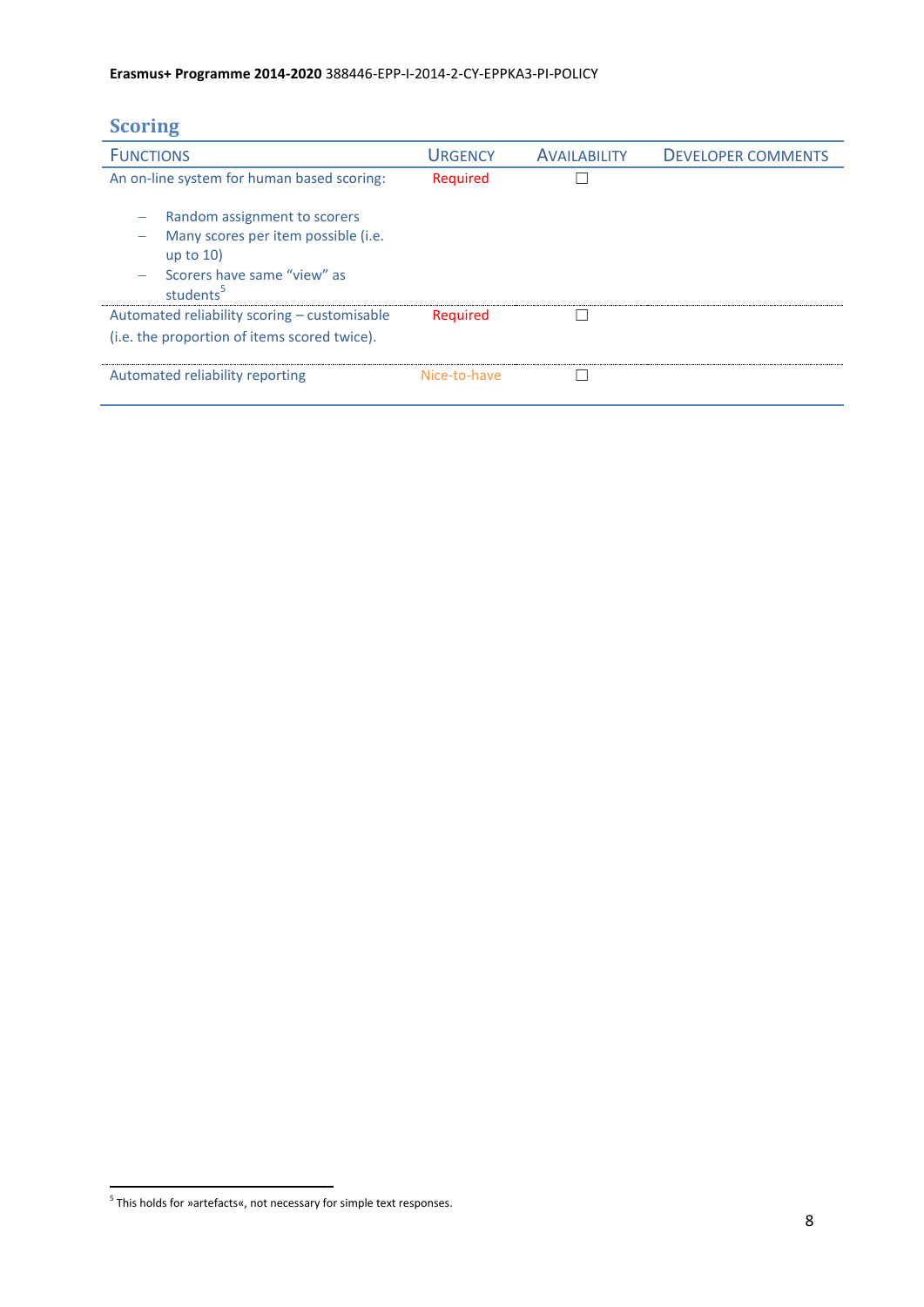## Scoring

| FUNCTIONS | URGENCY | AVAILABILITY | DEVELOPER COMMENTS |
|---|---|---|---|
| An on-line system for human based scoring:<br><br>– Random assignment to scorers<br>– Many scores per item possible (i.e. up to 10)<br>– Scorers have same "view" as students[5] | Required | ☐ | |
| Automated reliability scoring – customisable (i.e. the proportion of items scored twice). | Required | ☐ | |
| Automated reliability reporting | Nice-to-have | ☐ | |

[5] This holds for »artefacts«, not necessary for simple text responses.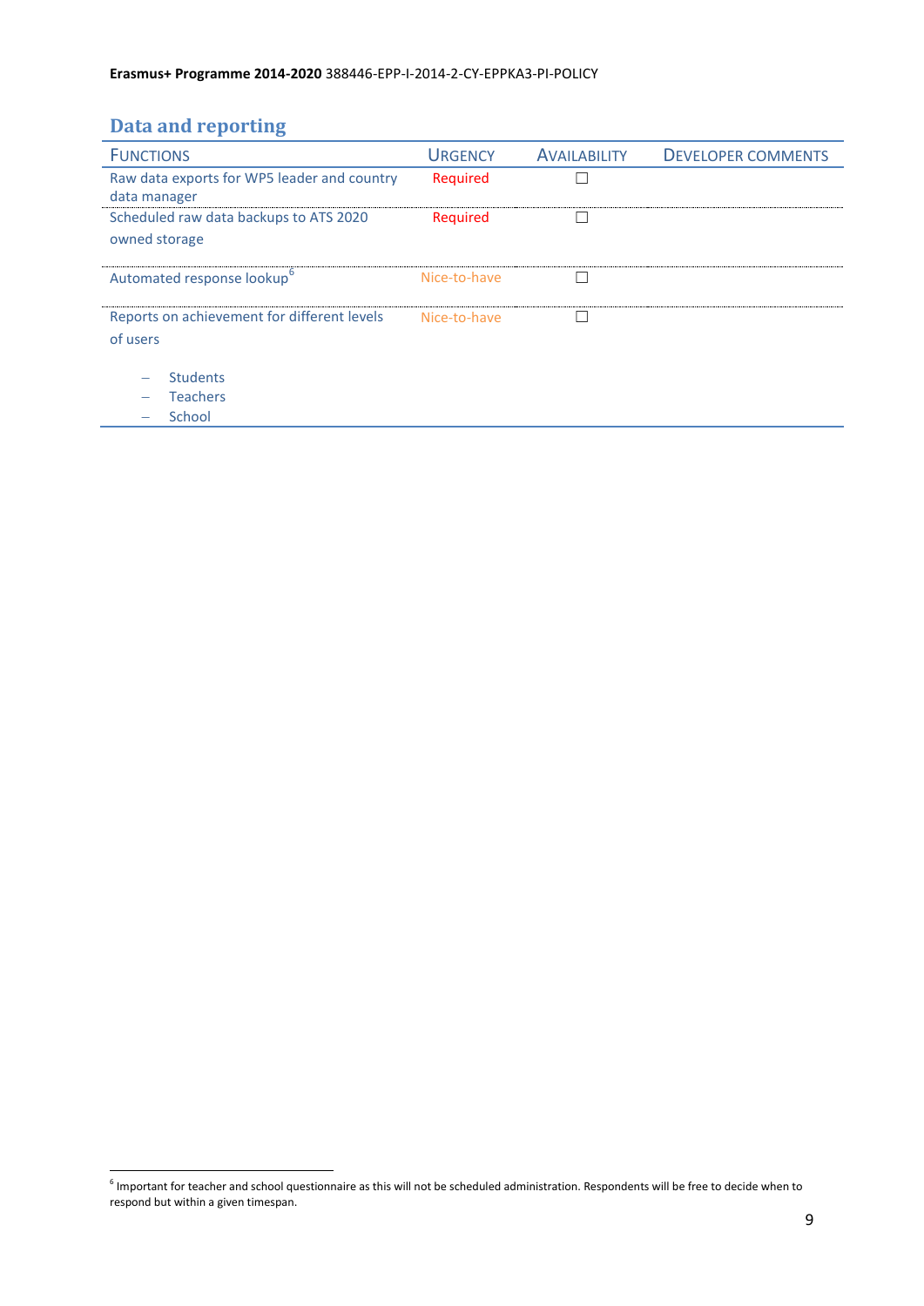## Data and reporting

| Functions | Urgency | Availability | Developer comments |
|---|---|---|---|
| Raw data exports for WP5 leader and country data manager | Required | ☐ | |
| Scheduled raw data backups to ATS 2020 owned storage | Required | ☐ | |
| Automated response lookup[6] | Nice-to-have | ☐ | |
| Reports on achievement for different levels of users<br>– Students<br>– Teachers<br>– School | Nice-to-have | ☐ | |

[6] Important for teacher and school questionnaire as this will not be scheduled administration. Respondents will be free to decide when to respond but within a given timespan.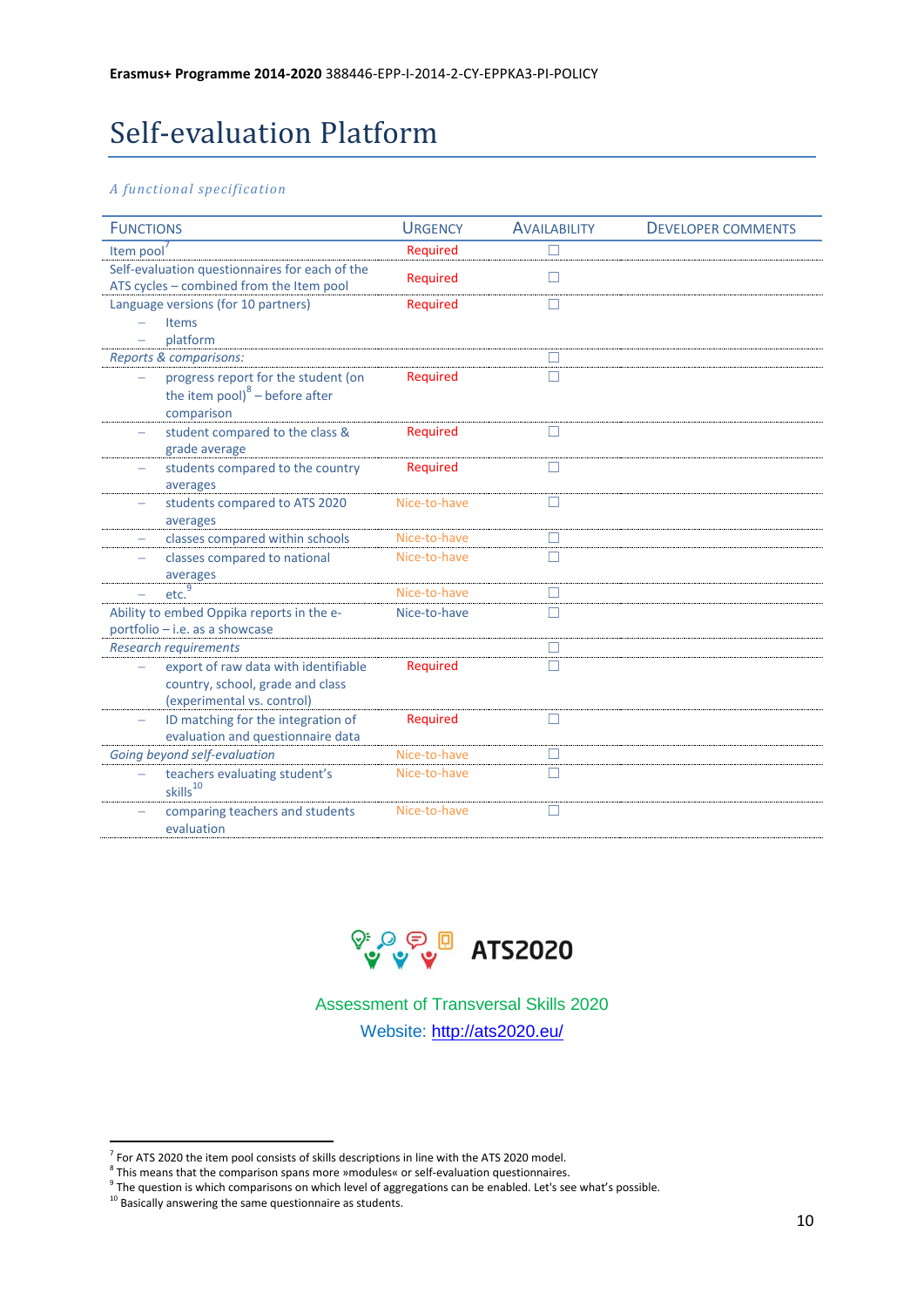**Erasmus+ Programme 2014-2020** 388446-EPP-I-2014-2-CY-EPPKA3-PI-POLICY

# Self-evaluation Platform

*A functional specification*

| FUNCTIONS | URGENCY | AVAILABILITY | DEVELOPER COMMENTS |
|---|---|---|---|
| Item pool[7] | Required | ☐ | |
| Self-evaluation questionnaires for each of the ATS cycles – combined from the Item pool | Required | ☐ | |
| Language versions (for 10 partners)<br>– Items<br>– platform | Required | ☐ | |
| *Reports & comparisons:* | | ☐ | |
| – progress report for the student (on the item pool)[8] – before after comparison | Required | ☐ | |
| – student compared to the class & grade average | Required | ☐ | |
| – students compared to the country averages | Required | ☐ | |
| – students compared to ATS 2020 averages | Nice-to-have | ☐ | |
| – classes compared within schools | Nice-to-have | ☐ | |
| – classes compared to national averages | Nice-to-have | ☐ | |
| – etc.[9] | Nice-to-have | ☐ | |
| Ability to embed Oppika reports in the e-portfolio – i.e. as a showcase | Nice-to-have | ☐ | |
| *Research requirements* | | ☐ | |
| – export of raw data with identifiable country, school, grade and class (experimental vs. control) | Required | ☐ | |
| – ID matching for the integration of evaluation and questionnaire data | Required | ☐ | |
| *Going beyond self-evaluation* | Nice-to-have | ☐ | |
| – teachers evaluating student's skills[10] | Nice-to-have | ☐ | |
| – comparing teachers and students evaluation | Nice-to-have | ☐ | |

**ATS2020**

Assessment of Transversal Skills 2020

Website: http://ats2020.eu/

[7] For ATS 2020 the item pool consists of skills descriptions in line with the ATS 2020 model.

[8] This means that the comparison spans more »modules« or self-evaluation questionnaires.

[9] The question is which comparisons on which level of aggregations can be enabled. Let's see what's possible.

[10] Basically answering the same questionnaire as students.